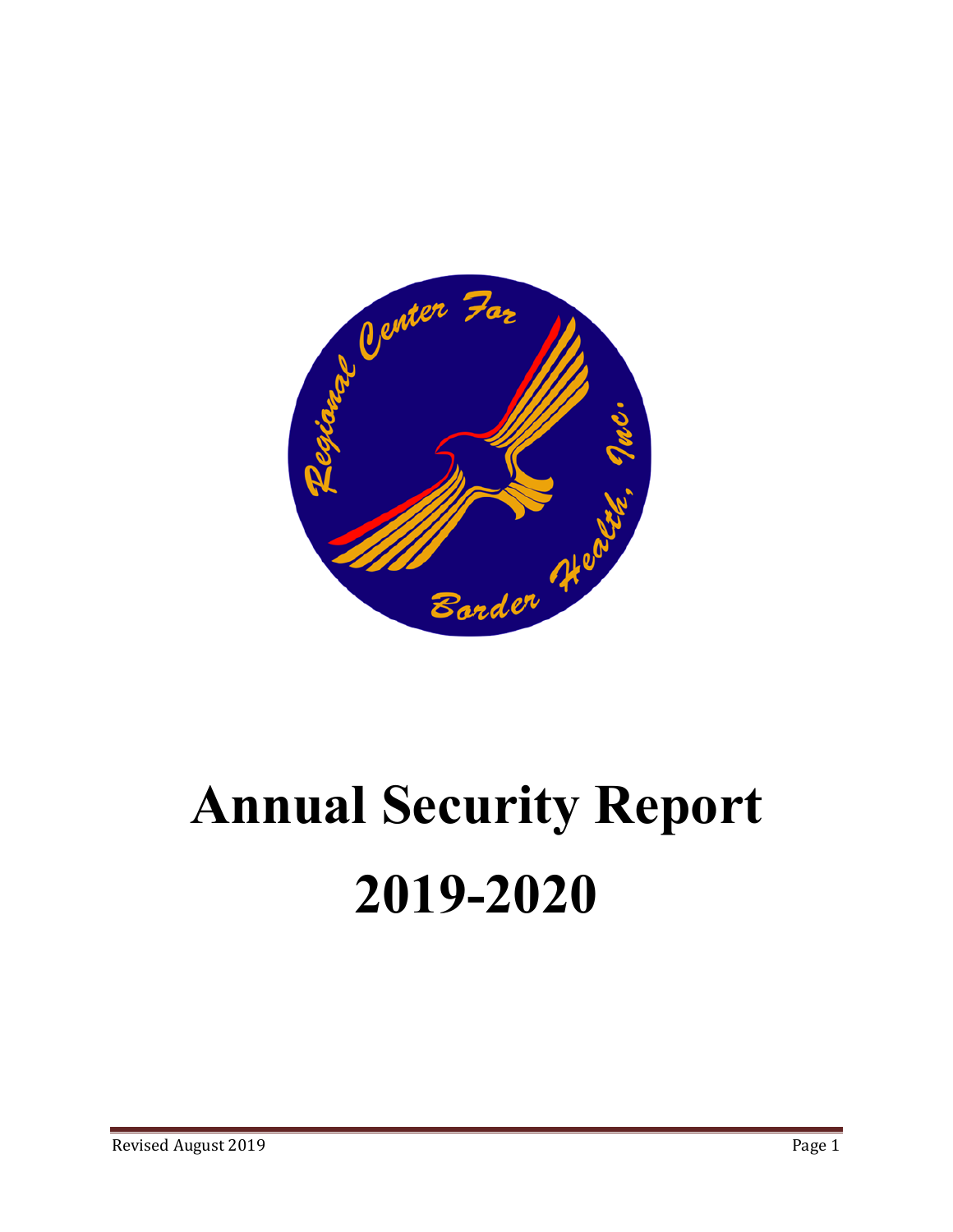# Annual Security Report

# 2019-2020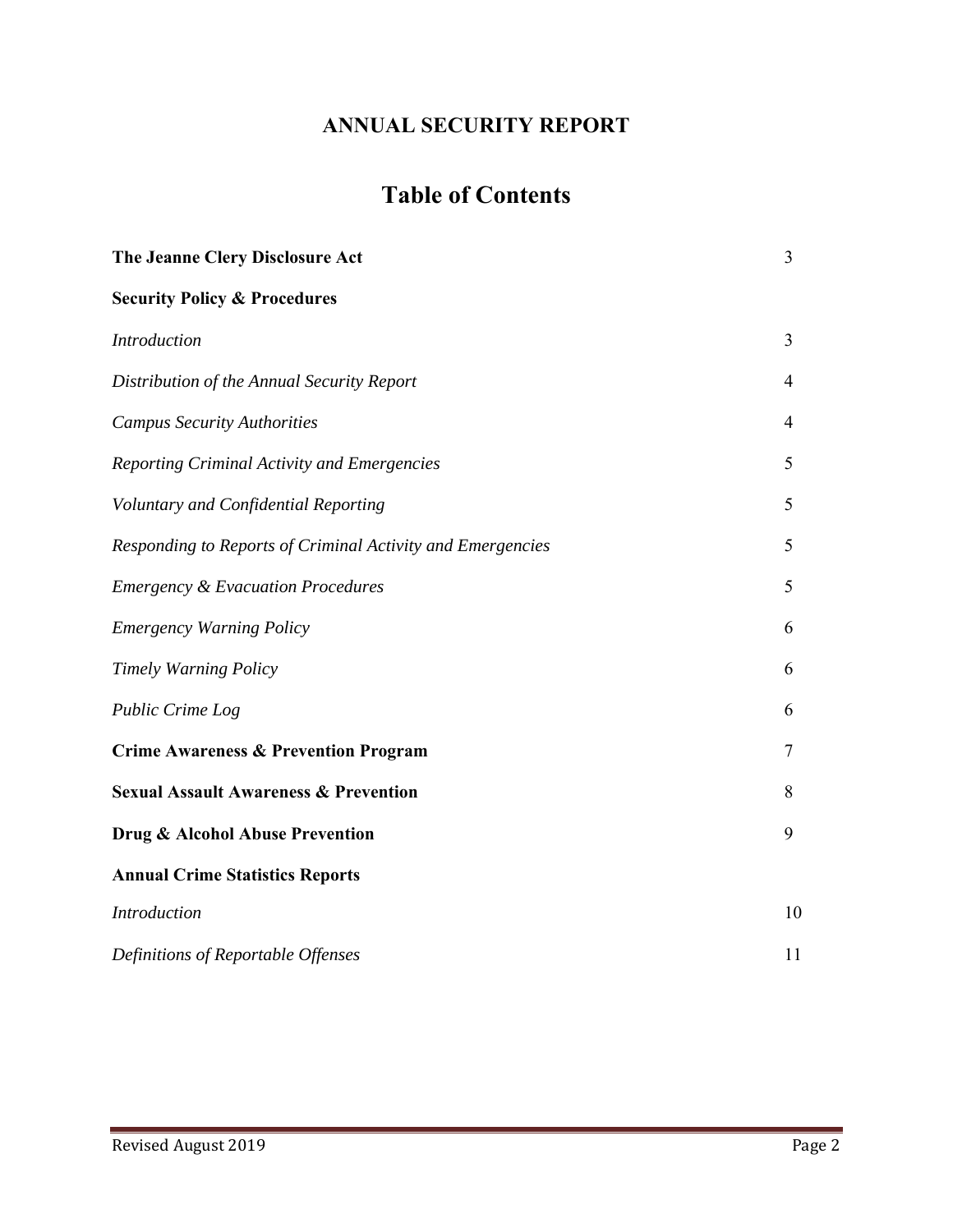# ANNUAL SECURITY REPORT

## Table of Contents

| | |
|---|---|
| **The Jeanne Clery Disclosure Act** | 3 |
| **Security Policy & Procedures** | |
| *Introduction* | 3 |
| *Distribution of the Annual Security Report* | 4 |
| *Campus Security Authorities* | 4 |
| *Reporting Criminal Activity and Emergencies* | 5 |
| *Voluntary and Confidential Reporting* | 5 |
| *Responding to Reports of Criminal Activity and Emergencies* | 5 |
| *Emergency & Evacuation Procedures* | 5 |
| *Emergency Warning Policy* | 6 |
| *Timely Warning Policy* | 6 |
| *Public Crime Log* | 6 |
| **Crime Awareness & Prevention Program** | 7 |
| **Sexual Assault Awareness & Prevention** | 8 |
| **Drug & Alcohol Abuse Prevention** | 9 |
| **Annual Crime Statistics Reports** | |
| *Introduction* | 10 |
| *Definitions of Reportable Offenses* | 11 |

Revised August 2019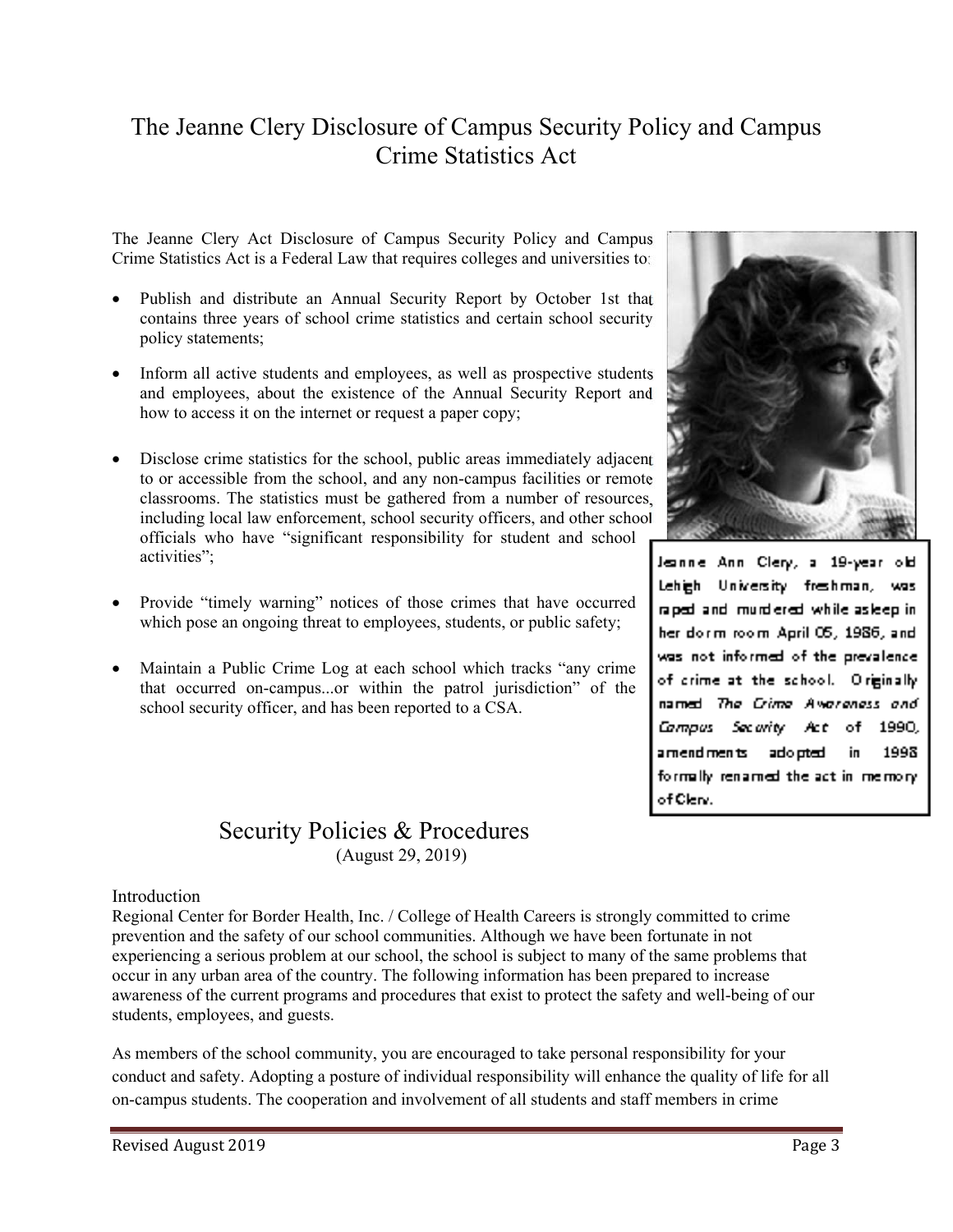# The Jeanne Clery Disclosure of Campus Security Policy and Campus Crime Statistics Act

The Jeanne Clery Act Disclosure of Campus Security Policy and Campus Crime Statistics Act is a Federal Law that requires colleges and universities to:

- Publish and distribute an Annual Security Report by October 1st that contains three years of school crime statistics and certain school security policy statements;
- Inform all active students and employees, as well as prospective students and employees, about the existence of the Annual Security Report and how to access it on the internet or request a paper copy;
- Disclose crime statistics for the school, public areas immediately adjacent to or accessible from the school, and any non-campus facilities or remote classrooms. The statistics must be gathered from a number of resources, including local law enforcement, school security officers, and other school officials who have "significant responsibility for student and school activities";
- Provide "timely warning" notices of those crimes that have occurred which pose an ongoing threat to employees, students, or public safety;
- Maintain a Public Crime Log at each school which tracks "any crime that occurred on-campus...or within the patrol jurisdiction" of the school security officer, and has been reported to a CSA.

Jeanne Ann Clery, a 19-year old Lehigh University freshman, was raped and murdered while asleep in her dorm room April 05, 1986, and was not informed of the prevalence of crime at the school. Originally named *The Crime Awareness and Campus Security Act* of 1990, amendments adopted in 1998 formally renamed the act in memory of Clery.

## Security Policies & Procedures

(August 29, 2019)

### Introduction

Regional Center for Border Health, Inc. / College of Health Careers is strongly committed to crime prevention and the safety of our school communities. Although we have been fortunate in not experiencing a serious problem at our school, the school is subject to many of the same problems that occur in any urban area of the country. The following information has been prepared to increase awareness of the current programs and procedures that exist to protect the safety and well-being of our students, employees, and guests.

As members of the school community, you are encouraged to take personal responsibility for your conduct and safety. Adopting a posture of individual responsibility will enhance the quality of life for all on-campus students. The cooperation and involvement of all students and staff members in crime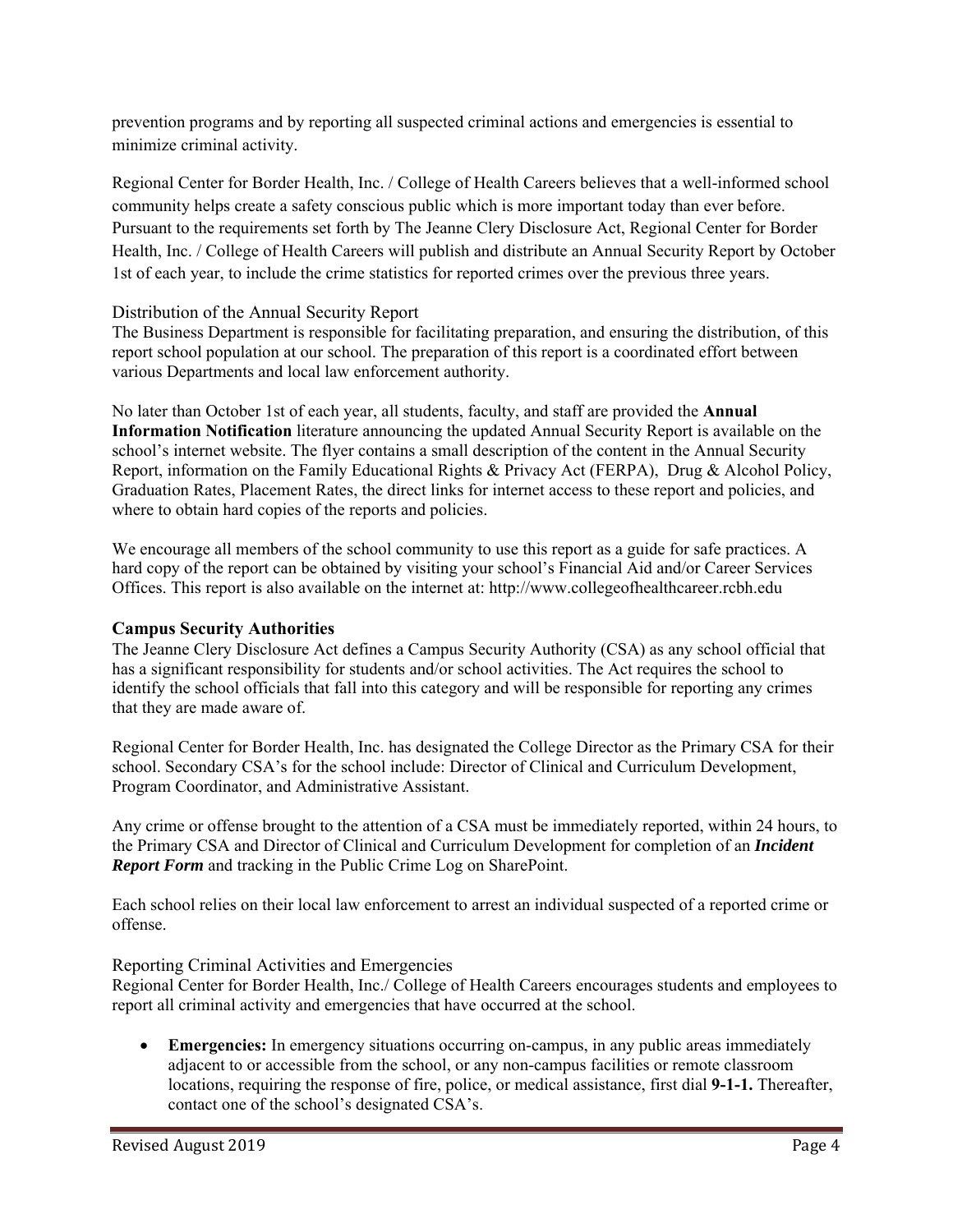prevention programs and by reporting all suspected criminal actions and emergencies is essential to minimize criminal activity.

Regional Center for Border Health, Inc. / College of Health Careers believes that a well-informed school community helps create a safety conscious public which is more important today than ever before. Pursuant to the requirements set forth by The Jeanne Clery Disclosure Act, Regional Center for Border Health, Inc. / College of Health Careers will publish and distribute an Annual Security Report by October 1st of each year, to include the crime statistics for reported crimes over the previous three years.

## Distribution of the Annual Security Report

The Business Department is responsible for facilitating preparation, and ensuring the distribution, of this report school population at our school. The preparation of this report is a coordinated effort between various Departments and local law enforcement authority.

No later than October 1st of each year, all students, faculty, and staff are provided the **Annual Information Notification** literature announcing the updated Annual Security Report is available on the school's internet website. The flyer contains a small description of the content in the Annual Security Report, information on the Family Educational Rights & Privacy Act (FERPA), Drug & Alcohol Policy, Graduation Rates, Placement Rates, the direct links for internet access to these report and policies, and where to obtain hard copies of the reports and policies.

We encourage all members of the school community to use this report as a guide for safe practices. A hard copy of the report can be obtained by visiting your school's Financial Aid and/or Career Services Offices. This report is also available on the internet at: http://www.collegeofhealthcareer.rcbh.edu

## Campus Security Authorities

The Jeanne Clery Disclosure Act defines a Campus Security Authority (CSA) as any school official that has a significant responsibility for students and/or school activities. The Act requires the school to identify the school officials that fall into this category and will be responsible for reporting any crimes that they are made aware of.

Regional Center for Border Health, Inc. has designated the College Director as the Primary CSA for their school. Secondary CSA's for the school include: Director of Clinical and Curriculum Development, Program Coordinator, and Administrative Assistant.

Any crime or offense brought to the attention of a CSA must be immediately reported, within 24 hours, to the Primary CSA and Director of Clinical and Curriculum Development for completion of an ***Incident Report Form*** and tracking in the Public Crime Log on SharePoint.

Each school relies on their local law enforcement to arrest an individual suspected of a reported crime or offense.

## Reporting Criminal Activities and Emergencies

Regional Center for Border Health, Inc./ College of Health Careers encourages students and employees to report all criminal activity and emergencies that have occurred at the school.

- **Emergencies:** In emergency situations occurring on-campus, in any public areas immediately adjacent to or accessible from the school, or any non-campus facilities or remote classroom locations, requiring the response of fire, police, or medical assistance, first dial **9-1-1.** Thereafter, contact one of the school's designated CSA's.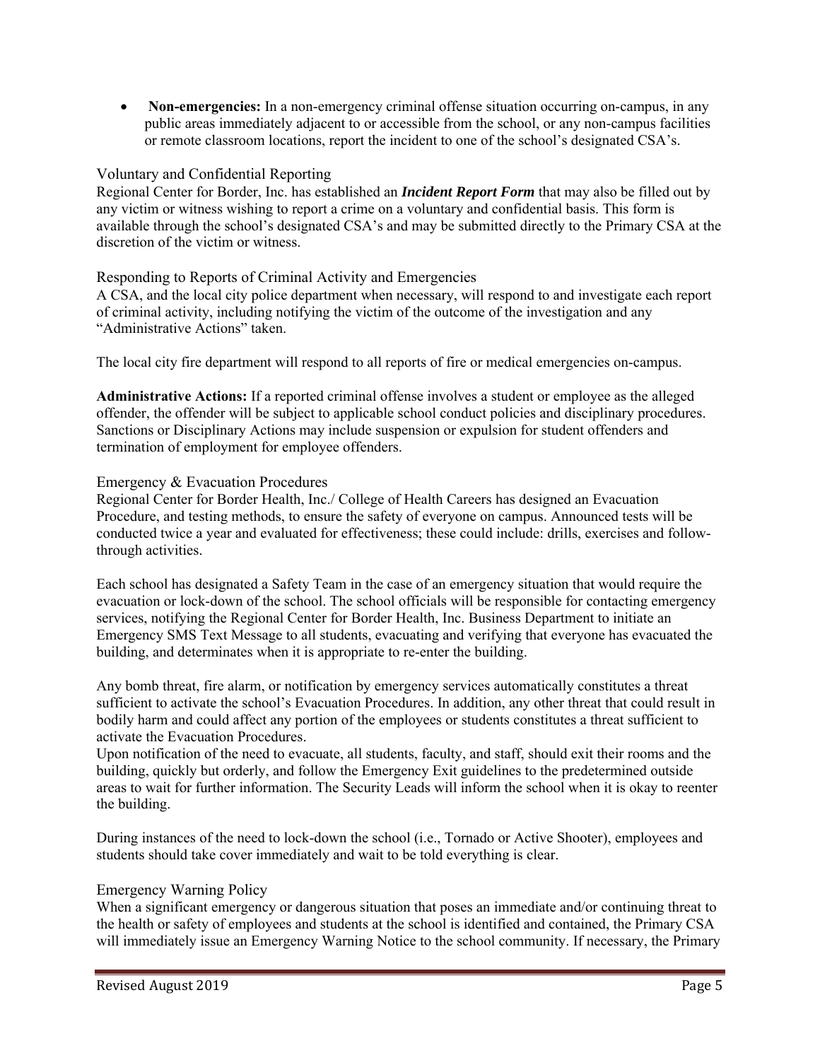- **Non-emergencies:** In a non-emergency criminal offense situation occurring on-campus, in any public areas immediately adjacent to or accessible from the school, or any non-campus facilities or remote classroom locations, report the incident to one of the school's designated CSA's.

### Voluntary and Confidential Reporting

Regional Center for Border, Inc. has established an ***Incident Report Form*** that may also be filled out by any victim or witness wishing to report a crime on a voluntary and confidential basis. This form is available through the school's designated CSA's and may be submitted directly to the Primary CSA at the discretion of the victim or witness.

### Responding to Reports of Criminal Activity and Emergencies

A CSA, and the local city police department when necessary, will respond to and investigate each report of criminal activity, including notifying the victim of the outcome of the investigation and any "Administrative Actions" taken.

The local city fire department will respond to all reports of fire or medical emergencies on-campus.

**Administrative Actions:** If a reported criminal offense involves a student or employee as the alleged offender, the offender will be subject to applicable school conduct policies and disciplinary procedures. Sanctions or Disciplinary Actions may include suspension or expulsion for student offenders and termination of employment for employee offenders.

### Emergency & Evacuation Procedures

Regional Center for Border Health, Inc./ College of Health Careers has designed an Evacuation Procedure, and testing methods, to ensure the safety of everyone on campus. Announced tests will be conducted twice a year and evaluated for effectiveness; these could include: drills, exercises and follow-through activities.

Each school has designated a Safety Team in the case of an emergency situation that would require the evacuation or lock-down of the school. The school officials will be responsible for contacting emergency services, notifying the Regional Center for Border Health, Inc. Business Department to initiate an Emergency SMS Text Message to all students, evacuating and verifying that everyone has evacuated the building, and determinates when it is appropriate to re-enter the building.

Any bomb threat, fire alarm, or notification by emergency services automatically constitutes a threat sufficient to activate the school's Evacuation Procedures. In addition, any other threat that could result in bodily harm and could affect any portion of the employees or students constitutes a threat sufficient to activate the Evacuation Procedures.

Upon notification of the need to evacuate, all students, faculty, and staff, should exit their rooms and the building, quickly but orderly, and follow the Emergency Exit guidelines to the predetermined outside areas to wait for further information. The Security Leads will inform the school when it is okay to reenter the building.

During instances of the need to lock-down the school (i.e., Tornado or Active Shooter), employees and students should take cover immediately and wait to be told everything is clear.

### Emergency Warning Policy

When a significant emergency or dangerous situation that poses an immediate and/or continuing threat to the health or safety of employees and students at the school is identified and contained, the Primary CSA will immediately issue an Emergency Warning Notice to the school community. If necessary, the Primary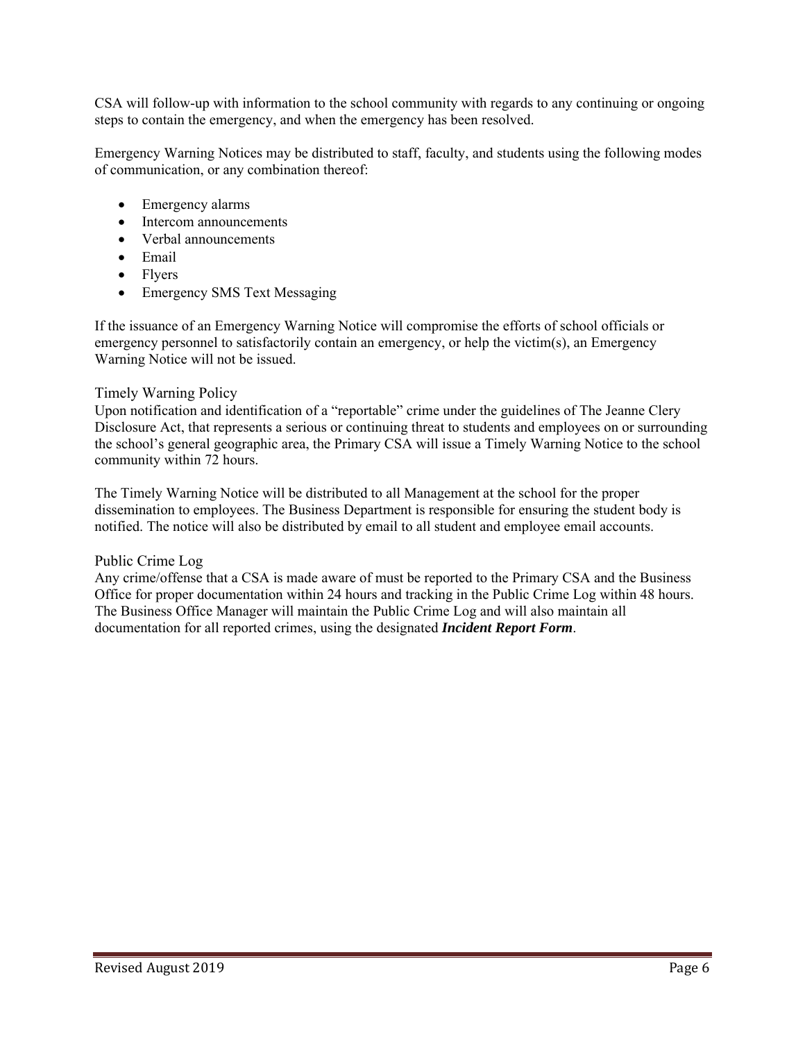CSA will follow-up with information to the school community with regards to any continuing or ongoing steps to contain the emergency, and when the emergency has been resolved.

Emergency Warning Notices may be distributed to staff, faculty, and students using the following modes of communication, or any combination thereof:

- Emergency alarms
- Intercom announcements
- Verbal announcements
- Email
- Flyers
- Emergency SMS Text Messaging

If the issuance of an Emergency Warning Notice will compromise the efforts of school officials or emergency personnel to satisfactorily contain an emergency, or help the victim(s), an Emergency Warning Notice will not be issued.

## Timely Warning Policy

Upon notification and identification of a "reportable" crime under the guidelines of The Jeanne Clery Disclosure Act, that represents a serious or continuing threat to students and employees on or surrounding the school's general geographic area, the Primary CSA will issue a Timely Warning Notice to the school community within 72 hours.

The Timely Warning Notice will be distributed to all Management at the school for the proper dissemination to employees. The Business Department is responsible for ensuring the student body is notified. The notice will also be distributed by email to all student and employee email accounts.

## Public Crime Log

Any crime/offense that a CSA is made aware of must be reported to the Primary CSA and the Business Office for proper documentation within 24 hours and tracking in the Public Crime Log within 48 hours. The Business Office Manager will maintain the Public Crime Log and will also maintain all documentation for all reported crimes, using the designated ***Incident Report Form***.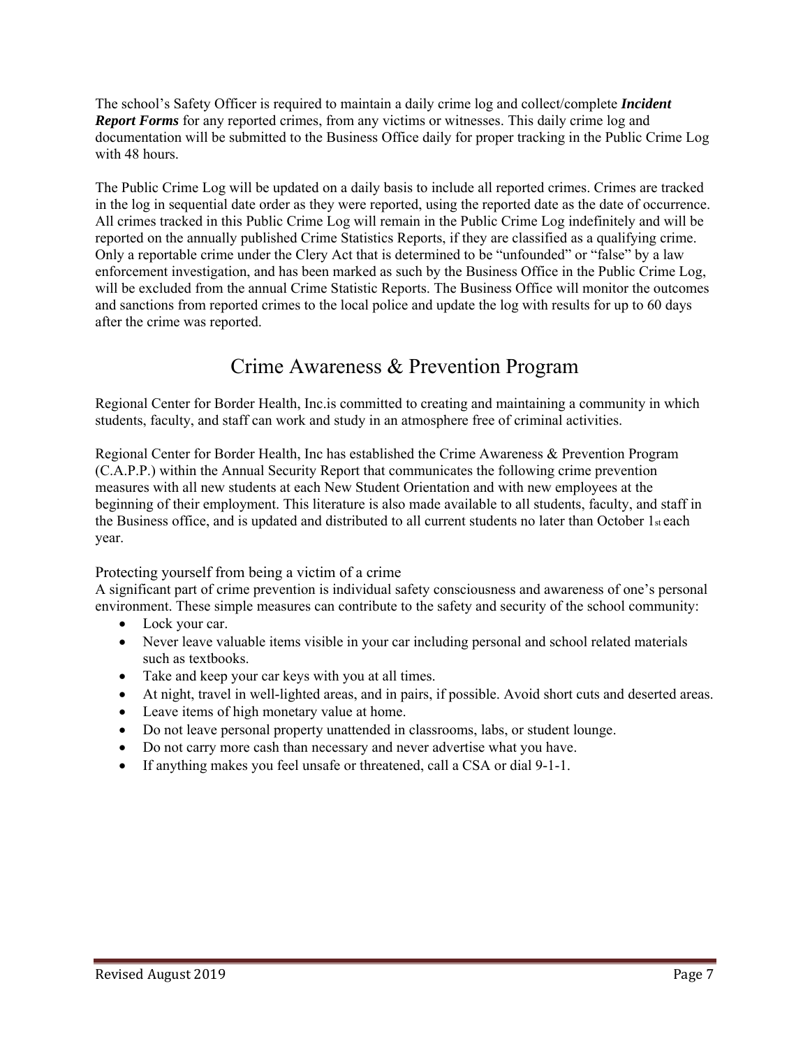The school's Safety Officer is required to maintain a daily crime log and collect/complete ***Incident Report Forms*** for any reported crimes, from any victims or witnesses. This daily crime log and documentation will be submitted to the Business Office daily for proper tracking in the Public Crime Log with 48 hours.

The Public Crime Log will be updated on a daily basis to include all reported crimes. Crimes are tracked in the log in sequential date order as they were reported, using the reported date as the date of occurrence. All crimes tracked in this Public Crime Log will remain in the Public Crime Log indefinitely and will be reported on the annually published Crime Statistics Reports, if they are classified as a qualifying crime. Only a reportable crime under the Clery Act that is determined to be "unfounded" or "false" by a law enforcement investigation, and has been marked as such by the Business Office in the Public Crime Log, will be excluded from the annual Crime Statistic Reports. The Business Office will monitor the outcomes and sanctions from reported crimes to the local police and update the log with results for up to 60 days after the crime was reported.

# Crime Awareness & Prevention Program

Regional Center for Border Health, Inc.is committed to creating and maintaining a community in which students, faculty, and staff can work and study in an atmosphere free of criminal activities.

Regional Center for Border Health, Inc has established the Crime Awareness & Prevention Program (C.A.P.P.) within the Annual Security Report that communicates the following crime prevention measures with all new students at each New Student Orientation and with new employees at the beginning of their employment. This literature is also made available to all students, faculty, and staff in the Business office, and is updated and distributed to all current students no later than October 1st each year.

## Protecting yourself from being a victim of a crime

A significant part of crime prevention is individual safety consciousness and awareness of one's personal environment. These simple measures can contribute to the safety and security of the school community:

- Lock your car.
- Never leave valuable items visible in your car including personal and school related materials such as textbooks.
- Take and keep your car keys with you at all times.
- At night, travel in well-lighted areas, and in pairs, if possible. Avoid short cuts and deserted areas.
- Leave items of high monetary value at home.
- Do not leave personal property unattended in classrooms, labs, or student lounge.
- Do not carry more cash than necessary and never advertise what you have.
- If anything makes you feel unsafe or threatened, call a CSA or dial 9-1-1.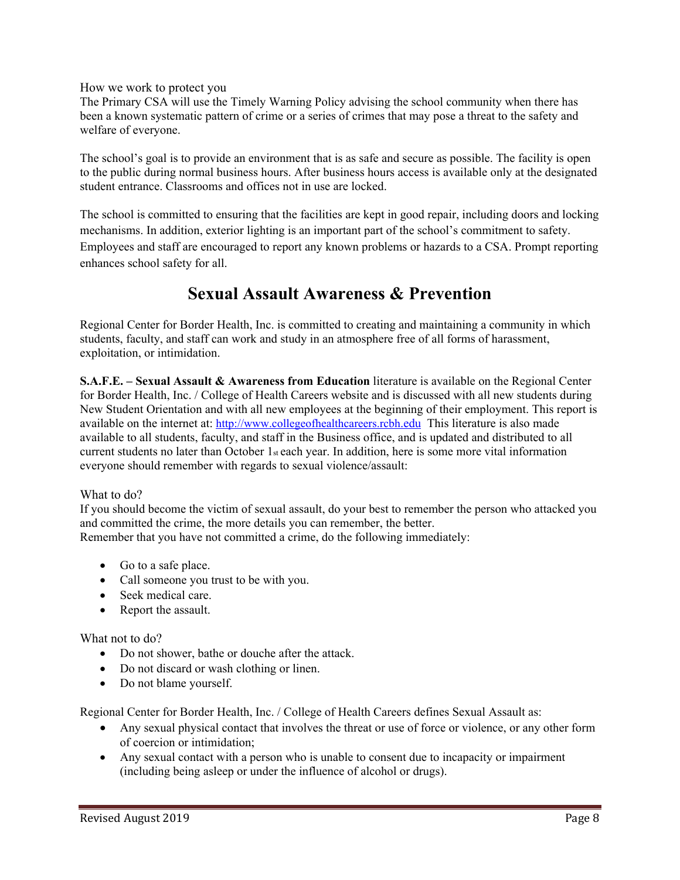How we work to protect you

The Primary CSA will use the Timely Warning Policy advising the school community when there has been a known systematic pattern of crime or a series of crimes that may pose a threat to the safety and welfare of everyone.

The school's goal is to provide an environment that is as safe and secure as possible. The facility is open to the public during normal business hours. After business hours access is available only at the designated student entrance. Classrooms and offices not in use are locked.

The school is committed to ensuring that the facilities are kept in good repair, including doors and locking mechanisms. In addition, exterior lighting is an important part of the school's commitment to safety. Employees and staff are encouraged to report any known problems or hazards to a CSA. Prompt reporting enhances school safety for all.

# Sexual Assault Awareness & Prevention

Regional Center for Border Health, Inc. is committed to creating and maintaining a community in which students, faculty, and staff can work and study in an atmosphere free of all forms of harassment, exploitation, or intimidation.

**S.A.F.E. – Sexual Assault & Awareness from Education** literature is available on the Regional Center for Border Health, Inc. / College of Health Careers website and is discussed with all new students during New Student Orientation and with all new employees at the beginning of their employment. This report is available on the internet at: http://www.collegeofhealthcareers.rcbh.edu This literature is also made available to all students, faculty, and staff in the Business office, and is updated and distributed to all current students no later than October 1st each year. In addition, here is some more vital information everyone should remember with regards to sexual violence/assault:

What to do?

If you should become the victim of sexual assault, do your best to remember the person who attacked you and committed the crime, the more details you can remember, the better.
Remember that you have not committed a crime, do the following immediately:

- Go to a safe place.
- Call someone you trust to be with you.
- Seek medical care.
- Report the assault.

What not to do?

- Do not shower, bathe or douche after the attack.
- Do not discard or wash clothing or linen.
- Do not blame yourself.

Regional Center for Border Health, Inc. / College of Health Careers defines Sexual Assault as:

- Any sexual physical contact that involves the threat or use of force or violence, or any other form of coercion or intimidation;
- Any sexual contact with a person who is unable to consent due to incapacity or impairment (including being asleep or under the influence of alcohol or drugs).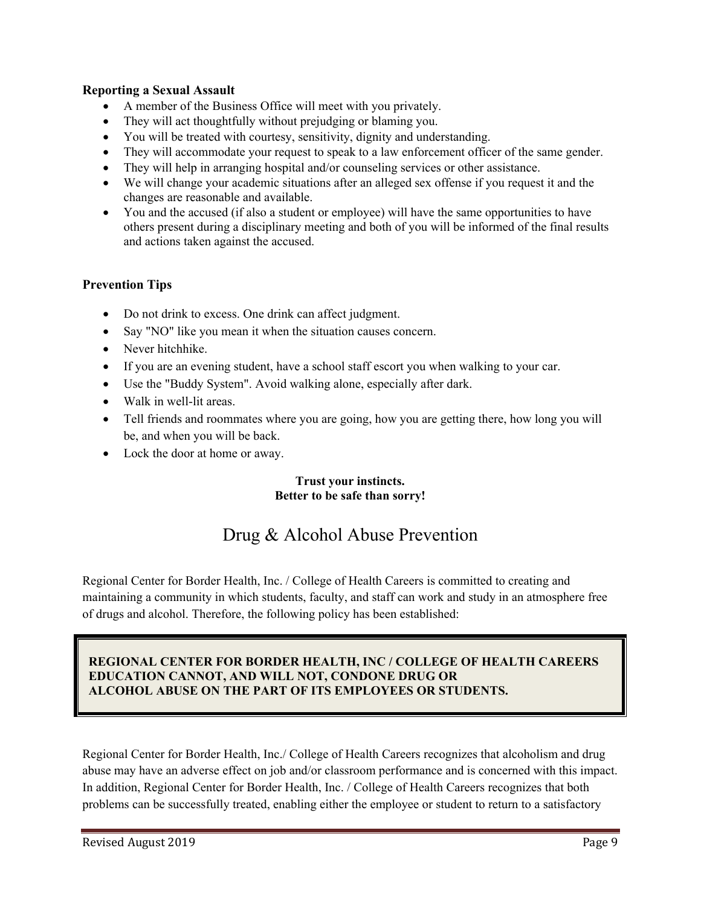**Reporting a Sexual Assault**

- A member of the Business Office will meet with you privately.
- They will act thoughtfully without prejudging or blaming you.
- You will be treated with courtesy, sensitivity, dignity and understanding.
- They will accommodate your request to speak to a law enforcement officer of the same gender.
- They will help in arranging hospital and/or counseling services or other assistance.
- We will change your academic situations after an alleged sex offense if you request it and the changes are reasonable and available.
- You and the accused (if also a student or employee) will have the same opportunities to have others present during a disciplinary meeting and both of you will be informed of the final results and actions taken against the accused.

**Prevention Tips**

- Do not drink to excess. One drink can affect judgment.
- Say "NO" like you mean it when the situation causes concern.
- Never hitchhike.
- If you are an evening student, have a school staff escort you when walking to your car.
- Use the "Buddy System". Avoid walking alone, especially after dark.
- Walk in well-lit areas.
- Tell friends and roommates where you are going, how you are getting there, how long you will be, and when you will be back.
- Lock the door at home or away.

**Trust your instincts.**
**Better to be safe than sorry!**

# Drug & Alcohol Abuse Prevention

Regional Center for Border Health, Inc. / College of Health Careers is committed to creating and maintaining a community in which students, faculty, and staff can work and study in an atmosphere free of drugs and alcohol. Therefore, the following policy has been established:

**REGIONAL CENTER FOR BORDER HEALTH, INC / COLLEGE OF HEALTH CAREERS EDUCATION CANNOT, AND WILL NOT, CONDONE DRUG OR ALCOHOL ABUSE ON THE PART OF ITS EMPLOYEES OR STUDENTS.**

Regional Center for Border Health, Inc./ College of Health Careers recognizes that alcoholism and drug abuse may have an adverse effect on job and/or classroom performance and is concerned with this impact. In addition, Regional Center for Border Health, Inc. / College of Health Careers recognizes that both problems can be successfully treated, enabling either the employee or student to return to a satisfactory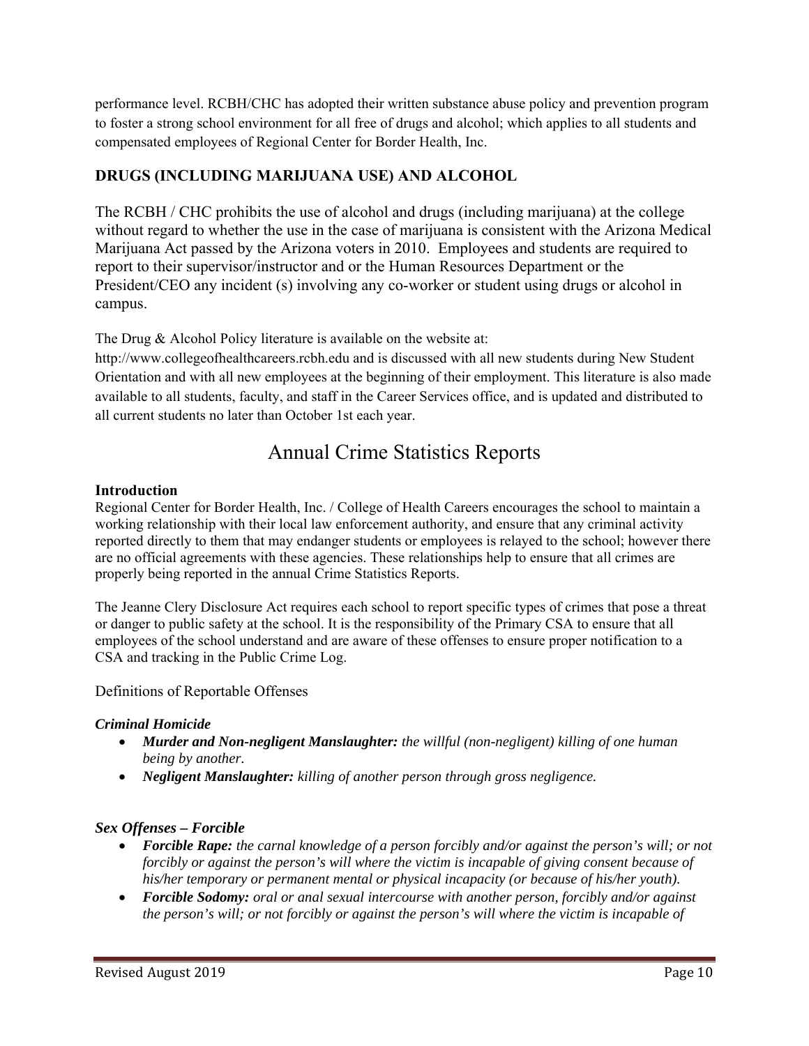performance level. RCBH/CHC has adopted their written substance abuse policy and prevention program to foster a strong school environment for all free of drugs and alcohol; which applies to all students and compensated employees of Regional Center for Border Health, Inc.

## DRUGS (INCLUDING MARIJUANA USE) AND ALCOHOL

The RCBH / CHC prohibits the use of alcohol and drugs (including marijuana) at the college without regard to whether the use in the case of marijuana is consistent with the Arizona Medical Marijuana Act passed by the Arizona voters in 2010. Employees and students are required to report to their supervisor/instructor and or the Human Resources Department or the President/CEO any incident (s) involving any co-worker or student using drugs or alcohol in campus.

The Drug & Alcohol Policy literature is available on the website at: http://www.collegeofhealthcareers.rcbh.edu and is discussed with all new students during New Student Orientation and with all new employees at the beginning of their employment. This literature is also made available to all students, faculty, and staff in the Career Services office, and is updated and distributed to all current students no later than October 1st each year.

# Annual Crime Statistics Reports

**Introduction**

Regional Center for Border Health, Inc. / College of Health Careers encourages the school to maintain a working relationship with their local law enforcement authority, and ensure that any criminal activity reported directly to them that may endanger students or employees is relayed to the school; however there are no official agreements with these agencies. These relationships help to ensure that all crimes are properly being reported in the annual Crime Statistics Reports.

The Jeanne Clery Disclosure Act requires each school to report specific types of crimes that pose a threat or danger to public safety at the school. It is the responsibility of the Primary CSA to ensure that all employees of the school understand and are aware of these offenses to ensure proper notification to a CSA and tracking in the Public Crime Log.

Definitions of Reportable Offenses

***Criminal Homicide***

- ***Murder and Non-negligent Manslaughter:*** *the willful (non-negligent) killing of one human being by another.*
- ***Negligent Manslaughter:*** *killing of another person through gross negligence.*

***Sex Offenses – Forcible***

- ***Forcible Rape:*** *the carnal knowledge of a person forcibly and/or against the person's will; or not forcibly or against the person's will where the victim is incapable of giving consent because of his/her temporary or permanent mental or physical incapacity (or because of his/her youth).*
- ***Forcible Sodomy:*** *oral or anal sexual intercourse with another person, forcibly and/or against the person's will; or not forcibly or against the person's will where the victim is incapable of*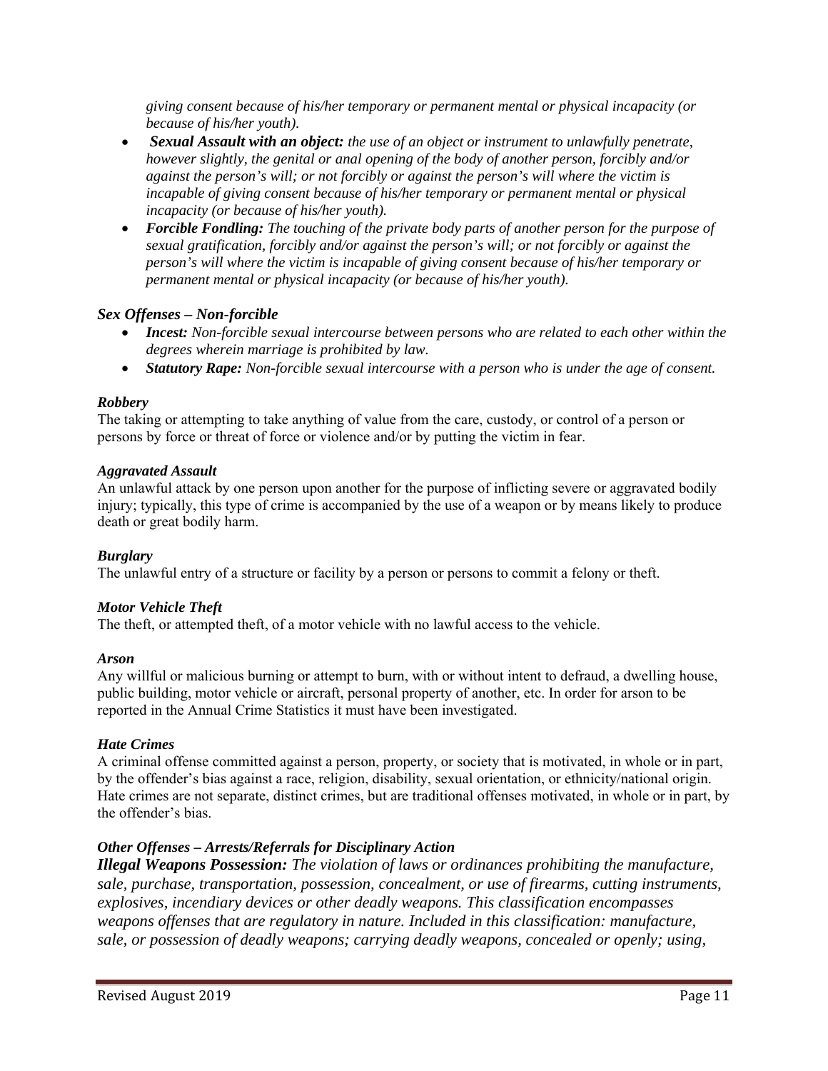*giving consent because of his/her temporary or permanent mental or physical incapacity (or because of his/her youth).*

- ***Sexual Assault with an object:*** *the use of an object or instrument to unlawfully penetrate, however slightly, the genital or anal opening of the body of another person, forcibly and/or against the person's will; or not forcibly or against the person's will where the victim is incapable of giving consent because of his/her temporary or permanent mental or physical incapacity (or because of his/her youth).*
- ***Forcible Fondling:*** *The touching of the private body parts of another person for the purpose of sexual gratification, forcibly and/or against the person's will; or not forcibly or against the person's will where the victim is incapable of giving consent because of his/her temporary or permanent mental or physical incapacity (or because of his/her youth).*

***Sex Offenses – Non-forcible***

- ***Incest:*** *Non-forcible sexual intercourse between persons who are related to each other within the degrees wherein marriage is prohibited by law.*
- ***Statutory Rape:*** *Non-forcible sexual intercourse with a person who is under the age of consent.*

***Robbery***

The taking or attempting to take anything of value from the care, custody, or control of a person or persons by force or threat of force or violence and/or by putting the victim in fear.

***Aggravated Assault***

An unlawful attack by one person upon another for the purpose of inflicting severe or aggravated bodily injury; typically, this type of crime is accompanied by the use of a weapon or by means likely to produce death or great bodily harm.

***Burglary***

The unlawful entry of a structure or facility by a person or persons to commit a felony or theft.

***Motor Vehicle Theft***

The theft, or attempted theft, of a motor vehicle with no lawful access to the vehicle.

***Arson***

Any willful or malicious burning or attempt to burn, with or without intent to defraud, a dwelling house, public building, motor vehicle or aircraft, personal property of another, etc. In order for arson to be reported in the Annual Crime Statistics it must have been investigated.

***Hate Crimes***

A criminal offense committed against a person, property, or society that is motivated, in whole or in part, by the offender's bias against a race, religion, disability, sexual orientation, or ethnicity/national origin. Hate crimes are not separate, distinct crimes, but are traditional offenses motivated, in whole or in part, by the offender's bias.

***Other Offenses – Arrests/Referrals for Disciplinary Action***

***Illegal Weapons Possession:*** *The violation of laws or ordinances prohibiting the manufacture, sale, purchase, transportation, possession, concealment, or use of firearms, cutting instruments, explosives, incendiary devices or other deadly weapons. This classification encompasses weapons offenses that are regulatory in nature. Included in this classification: manufacture, sale, or possession of deadly weapons; carrying deadly weapons, concealed or openly; using,*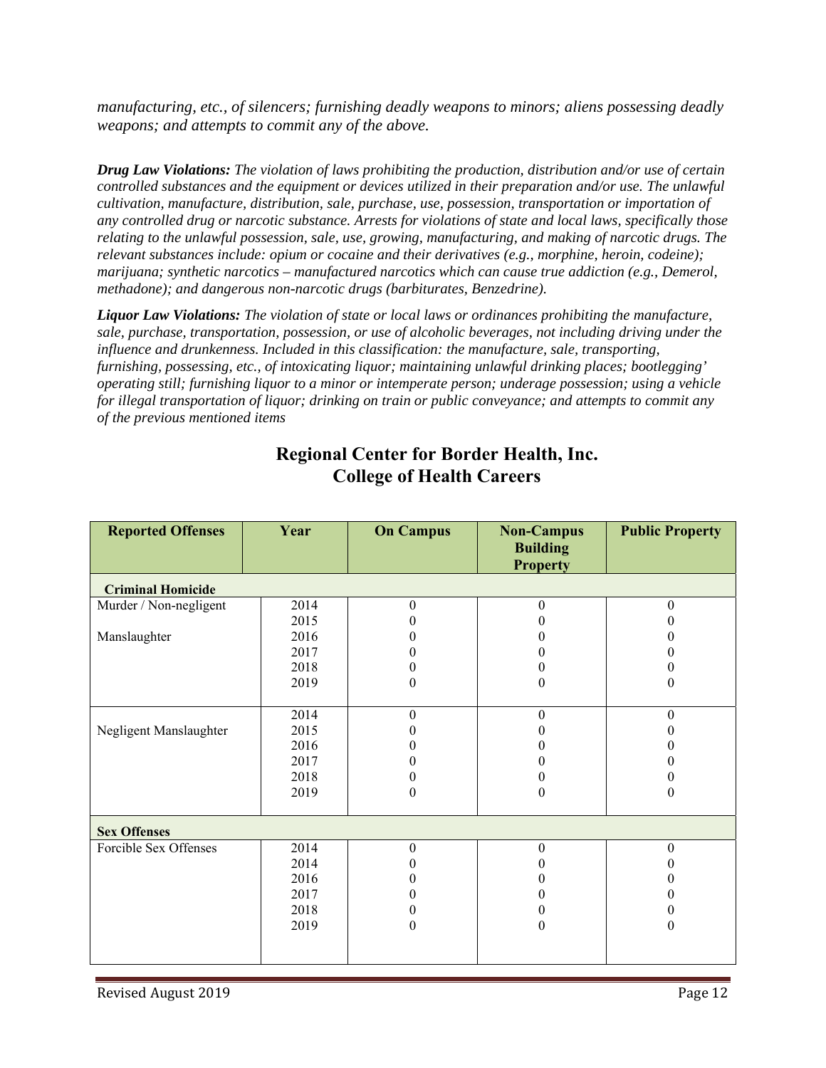*manufacturing, etc., of silencers; furnishing deadly weapons to minors; aliens possessing deadly weapons; and attempts to commit any of the above.*

***Drug Law Violations:*** *The violation of laws prohibiting the production, distribution and/or use of certain controlled substances and the equipment or devices utilized in their preparation and/or use. The unlawful cultivation, manufacture, distribution, sale, purchase, use, possession, transportation or importation of any controlled drug or narcotic substance. Arrests for violations of state and local laws, specifically those relating to the unlawful possession, sale, use, growing, manufacturing, and making of narcotic drugs. The relevant substances include: opium or cocaine and their derivatives (e.g., morphine, heroin, codeine); marijuana; synthetic narcotics – manufactured narcotics which can cause true addiction (e.g., Demerol, methadone); and dangerous non-narcotic drugs (barbiturates, Benzedrine).*

***Liquor Law Violations:*** *The violation of state or local laws or ordinances prohibiting the manufacture, sale, purchase, transportation, possession, or use of alcoholic beverages, not including driving under the influence and drunkenness. Included in this classification: the manufacture, sale, transporting, furnishing, possessing, etc., of intoxicating liquor; maintaining unlawful drinking places; bootlegging' operating still; furnishing liquor to a minor or intemperate person; underage possession; using a vehicle for illegal transportation of liquor; drinking on train or public conveyance; and attempts to commit any of the previous mentioned items*

## Regional Center for Border Health, Inc.
## College of Health Careers

| Reported Offenses | Year | On Campus | Non-Campus Building Property | Public Property |
|---|---|---|---|---|
| **Criminal Homicide** | | | | |
| Murder / Non-negligent Manslaughter | 2014 | 0 | 0 | 0 |
| | 2015 | 0 | 0 | 0 |
| | 2016 | 0 | 0 | 0 |
| | 2017 | 0 | 0 | 0 |
| | 2018 | 0 | 0 | 0 |
| | 2019 | 0 | 0 | 0 |
| Negligent Manslaughter | 2014 | 0 | 0 | 0 |
| | 2015 | 0 | 0 | 0 |
| | 2016 | 0 | 0 | 0 |
| | 2017 | 0 | 0 | 0 |
| | 2018 | 0 | 0 | 0 |
| | 2019 | 0 | 0 | 0 |
| **Sex Offenses** | | | | |
| Forcible Sex Offenses | 2014 | 0 | 0 | 0 |
| | 2014 | 0 | 0 | 0 |
| | 2016 | 0 | 0 | 0 |
| | 2017 | 0 | 0 | 0 |
| | 2018 | 0 | 0 | 0 |
| | 2019 | 0 | 0 | 0 |

Revised August 2019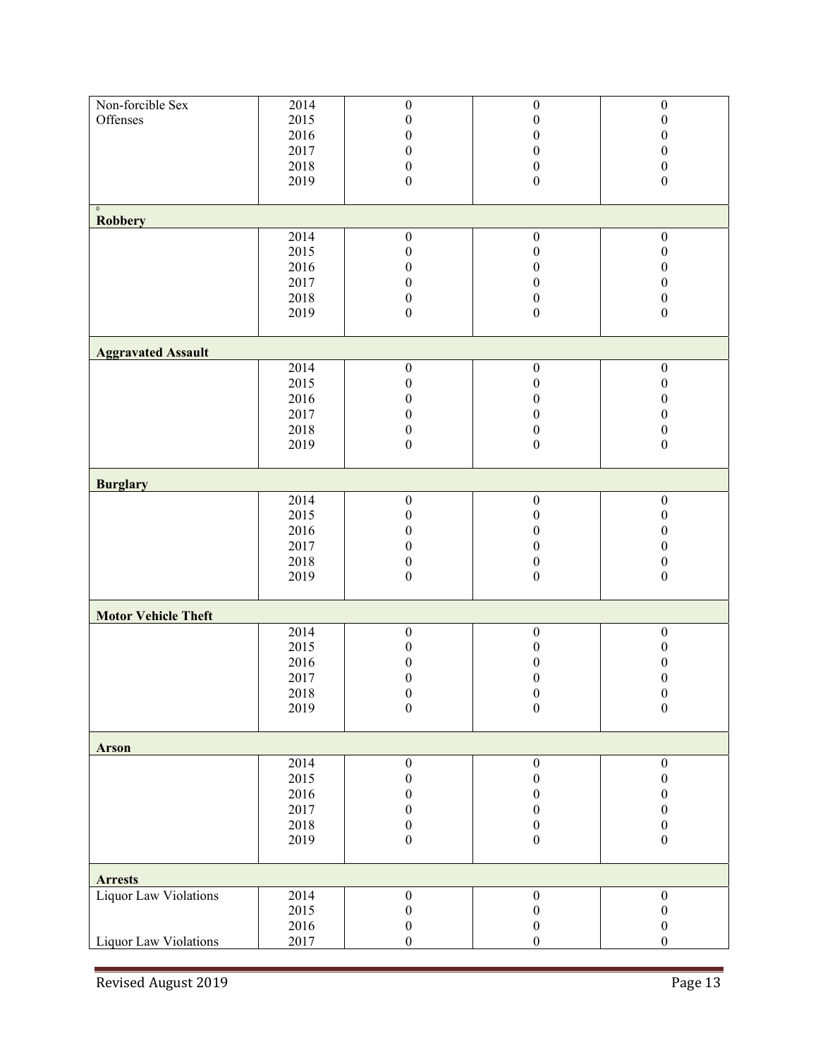| | | | | |
|---|---|---|---|---|
| Non-forcible Sex Offenses | 2014 | 0 | 0 | 0 |
| | 2015 | 0 | 0 | 0 |
| | 2016 | 0 | 0 | 0 |
| | 2017 | 0 | 0 | 0 |
| | 2018 | 0 | 0 | 0 |
| | 2019 | 0 | 0 | 0 |
| **Robbery** | | | | |
| | 2014 | 0 | 0 | 0 |
| | 2015 | 0 | 0 | 0 |
| | 2016 | 0 | 0 | 0 |
| | 2017 | 0 | 0 | 0 |
| | 2018 | 0 | 0 | 0 |
| | 2019 | 0 | 0 | 0 |
| **Aggravated Assault** | | | | |
| | 2014 | 0 | 0 | 0 |
| | 2015 | 0 | 0 | 0 |
| | 2016 | 0 | 0 | 0 |
| | 2017 | 0 | 0 | 0 |
| | 2018 | 0 | 0 | 0 |
| | 2019 | 0 | 0 | 0 |
| **Burglary** | | | | |
| | 2014 | 0 | 0 | 0 |
| | 2015 | 0 | 0 | 0 |
| | 2016 | 0 | 0 | 0 |
| | 2017 | 0 | 0 | 0 |
| | 2018 | 0 | 0 | 0 |
| | 2019 | 0 | 0 | 0 |
| **Motor Vehicle Theft** | | | | |
| | 2014 | 0 | 0 | 0 |
| | 2015 | 0 | 0 | 0 |
| | 2016 | 0 | 0 | 0 |
| | 2017 | 0 | 0 | 0 |
| | 2018 | 0 | 0 | 0 |
| | 2019 | 0 | 0 | 0 |
| **Arson** | | | | |
| | 2014 | 0 | 0 | 0 |
| | 2015 | 0 | 0 | 0 |
| | 2016 | 0 | 0 | 0 |
| | 2017 | 0 | 0 | 0 |
| | 2018 | 0 | 0 | 0 |
| | 2019 | 0 | 0 | 0 |
| **Arrests** | | | | |
| Liquor Law Violations | 2014 | 0 | 0 | 0 |
| | 2015 | 0 | 0 | 0 |
| | 2016 | 0 | 0 | 0 |
| Liquor Law Violations | 2017 | 0 | 0 | 0 |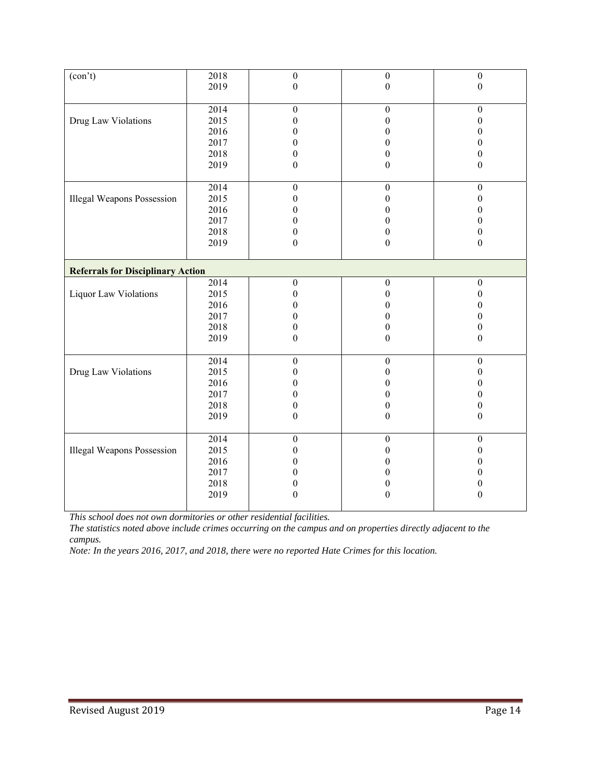| | | | | |
|---|---|---|---|---|
| (con't) | 2018 | 0 | 0 | 0 |
| | 2019 | 0 | 0 | 0 |
| Drug Law Violations | 2014 | 0 | 0 | 0 |
| | 2015 | 0 | 0 | 0 |
| | 2016 | 0 | 0 | 0 |
| | 2017 | 0 | 0 | 0 |
| | 2018 | 0 | 0 | 0 |
| | 2019 | 0 | 0 | 0 |
| Illegal Weapons Possession | 2014 | 0 | 0 | 0 |
| | 2015 | 0 | 0 | 0 |
| | 2016 | 0 | 0 | 0 |
| | 2017 | 0 | 0 | 0 |
| | 2018 | 0 | 0 | 0 |
| | 2019 | 0 | 0 | 0 |
| **Referrals for Disciplinary Action** | | | | |
| Liquor Law Violations | 2014 | 0 | 0 | 0 |
| | 2015 | 0 | 0 | 0 |
| | 2016 | 0 | 0 | 0 |
| | 2017 | 0 | 0 | 0 |
| | 2018 | 0 | 0 | 0 |
| | 2019 | 0 | 0 | 0 |
| Drug Law Violations | 2014 | 0 | 0 | 0 |
| | 2015 | 0 | 0 | 0 |
| | 2016 | 0 | 0 | 0 |
| | 2017 | 0 | 0 | 0 |
| | 2018 | 0 | 0 | 0 |
| | 2019 | 0 | 0 | 0 |
| Illegal Weapons Possession | 2014 | 0 | 0 | 0 |
| | 2015 | 0 | 0 | 0 |
| | 2016 | 0 | 0 | 0 |
| | 2017 | 0 | 0 | 0 |
| | 2018 | 0 | 0 | 0 |
| | 2019 | 0 | 0 | 0 |

*This school does not own dormitories or other residential facilities.*
*The statistics noted above include crimes occurring on the campus and on properties directly adjacent to the campus.*
*Note: In the years 2016, 2017, and 2018, there were no reported Hate Crimes for this location.*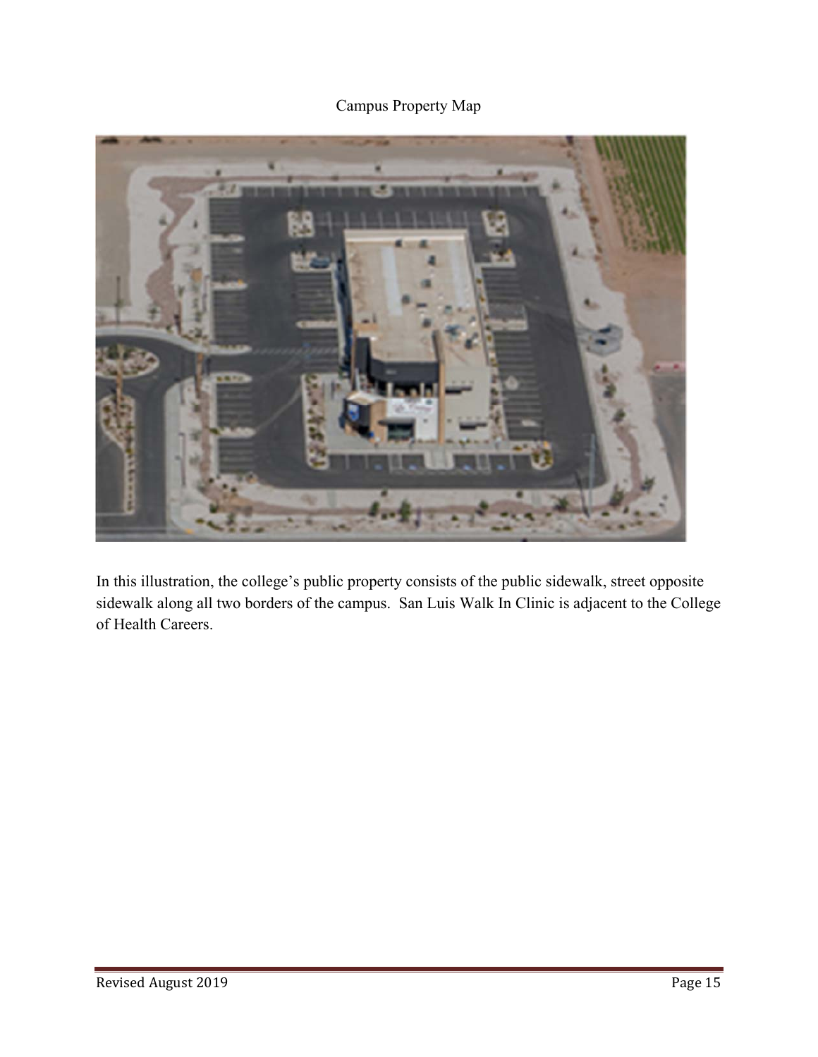Campus Property Map

In this illustration, the college's public property consists of the public sidewalk, street opposite sidewalk along all two borders of the campus.  San Luis Walk In Clinic is adjacent to the College of Health Careers.